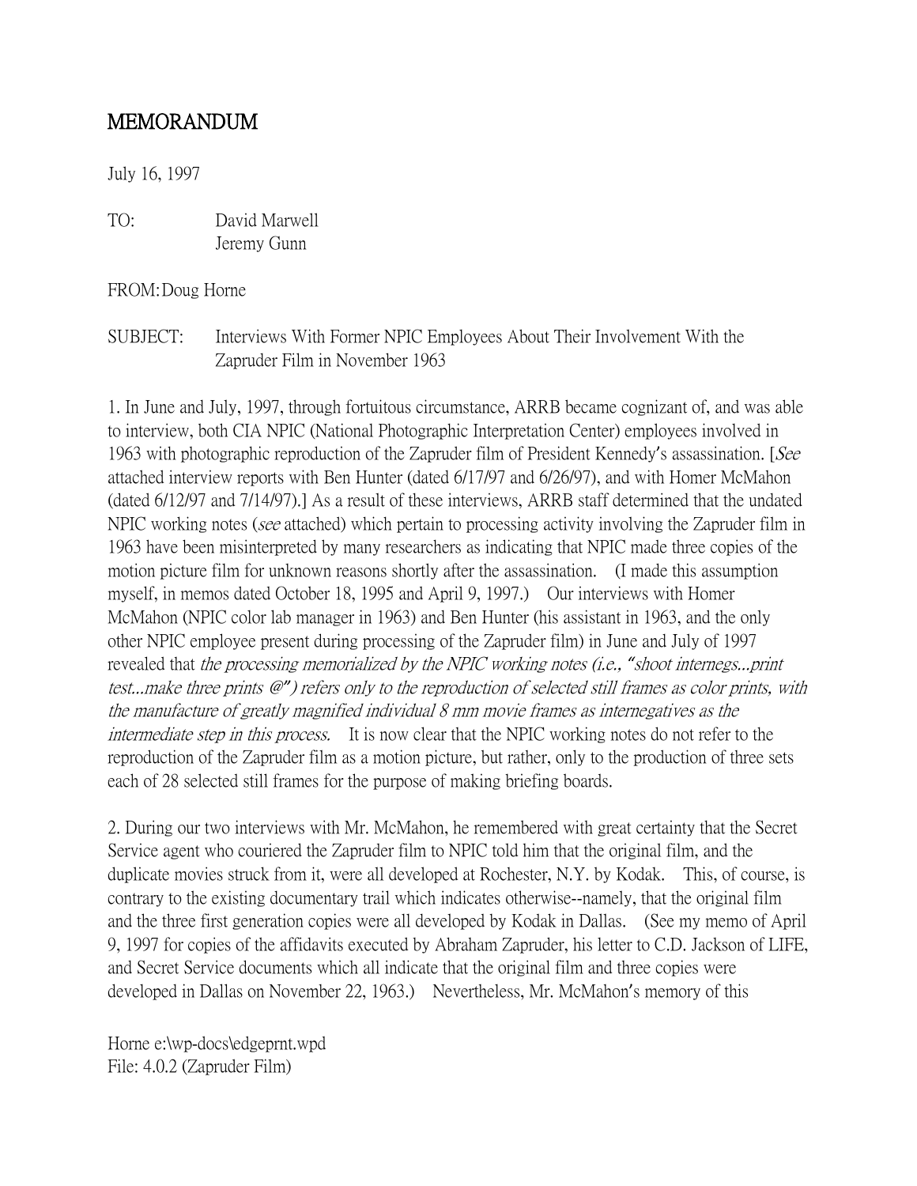# MEMORANDUM

July 16, 1997

TO: David Marwell
Jeremy Gunn

FROM: Doug Horne

SUBJECT: Interviews With Former NPIC Employees About Their Involvement With the Zapruder Film in November 1963

1. In June and July, 1997, through fortuitous circumstance, ARRB became cognizant of, and was able to interview, both CIA NPIC (National Photographic Interpretation Center) employees involved in 1963 with photographic reproduction of the Zapruder film of President Kennedy's assassination. [*See* attached interview reports with Ben Hunter (dated 6/17/97 and 6/26/97), and with Homer McMahon (dated 6/12/97 and 7/14/97).] As a result of these interviews, ARRB staff determined that the undated NPIC working notes (*see* attached) which pertain to processing activity involving the Zapruder film in 1963 have been misinterpreted by many researchers as indicating that NPIC made three copies of the motion picture film for unknown reasons shortly after the assassination. (I made this assumption myself, in memos dated October 18, 1995 and April 9, 1997.) Our interviews with Homer McMahon (NPIC color lab manager in 1963) and Ben Hunter (his assistant in 1963, and the only other NPIC employee present during processing of the Zapruder film) in June and July of 1997 revealed that *the processing memorialized by the NPIC working notes (i.e., "shoot internegs...print test...make three prints @") refers only to the reproduction of selected still frames as color prints, with the manufacture of greatly magnified individual 8 mm movie frames as internegatives as the intermediate step in this process.* It is now clear that the NPIC working notes do not refer to the reproduction of the Zapruder film as a motion picture, but rather, only to the production of three sets each of 28 selected still frames for the purpose of making briefing boards.

2. During our two interviews with Mr. McMahon, he remembered with great certainty that the Secret Service agent who couriered the Zapruder film to NPIC told him that the original film, and the duplicate movies struck from it, were all developed at Rochester, N.Y. by Kodak. This, of course, is contrary to the existing documentary trail which indicates otherwise--namely, that the original film and the three first generation copies were all developed by Kodak in Dallas. (See my memo of April 9, 1997 for copies of the affidavits executed by Abraham Zapruder, his letter to C.D. Jackson of LIFE, and Secret Service documents which all indicate that the original film and three copies were developed in Dallas on November 22, 1963.) Nevertheless, Mr. McMahon's memory of this

Horne e:\wp-docs\edgeprnt.wpd
File: 4.0.2 (Zapruder Film)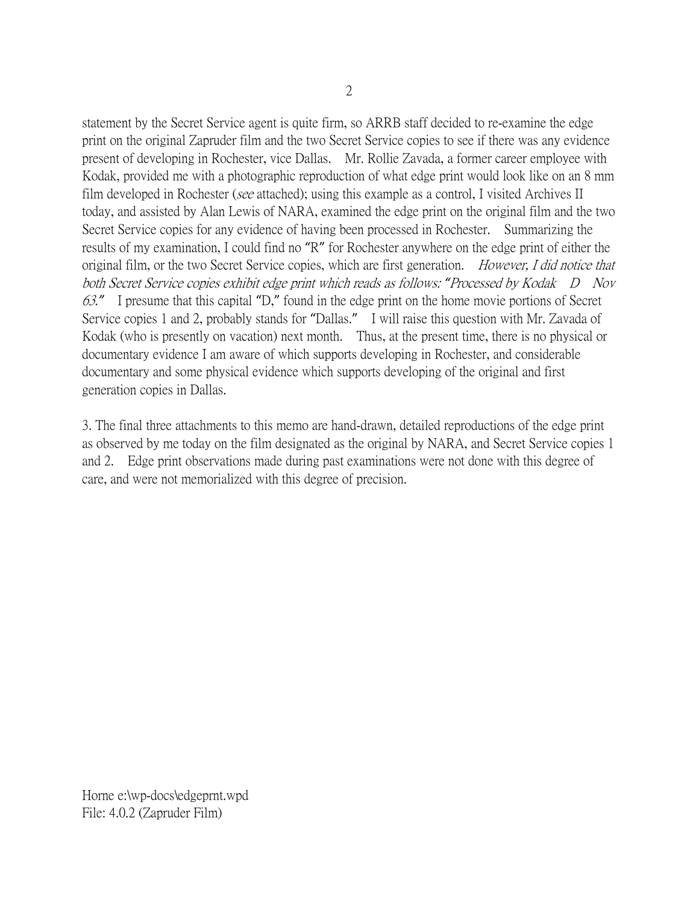statement by the Secret Service agent is quite firm, so ARRB staff decided to re-examine the edge print on the original Zapruder film and the two Secret Service copies to see if there was any evidence present of developing in Rochester, vice Dallas. Mr. Rollie Zavada, a former career employee with Kodak, provided me with a photographic reproduction of what edge print would look like on an 8 mm film developed in Rochester (*see* attached); using this example as a control, I visited Archives II today, and assisted by Alan Lewis of NARA, examined the edge print on the original film and the two Secret Service copies for any evidence of having been processed in Rochester. Summarizing the results of my examination, I could find no "R" for Rochester anywhere on the edge print of either the original film, or the two Secret Service copies, which are first generation. *However, I did notice that both Secret Service copies exhibit edge print which reads as follows: "Processed by Kodak D Nov 63."* I presume that this capital "D," found in the edge print on the home movie portions of Secret Service copies 1 and 2, probably stands for "Dallas." I will raise this question with Mr. Zavada of Kodak (who is presently on vacation) next month. Thus, at the present time, there is no physical or documentary evidence I am aware of which supports developing in Rochester, and considerable documentary and some physical evidence which supports developing of the original and first generation copies in Dallas.

3. The final three attachments to this memo are hand-drawn, detailed reproductions of the edge print as observed by me today on the film designated as the original by NARA, and Secret Service copies 1 and 2. Edge print observations made during past examinations were not done with this degree of care, and were not memorialized with this degree of precision.

Horne e:\wp-docs\edgeprnt.wpd
File: 4.0.2 (Zapruder Film)